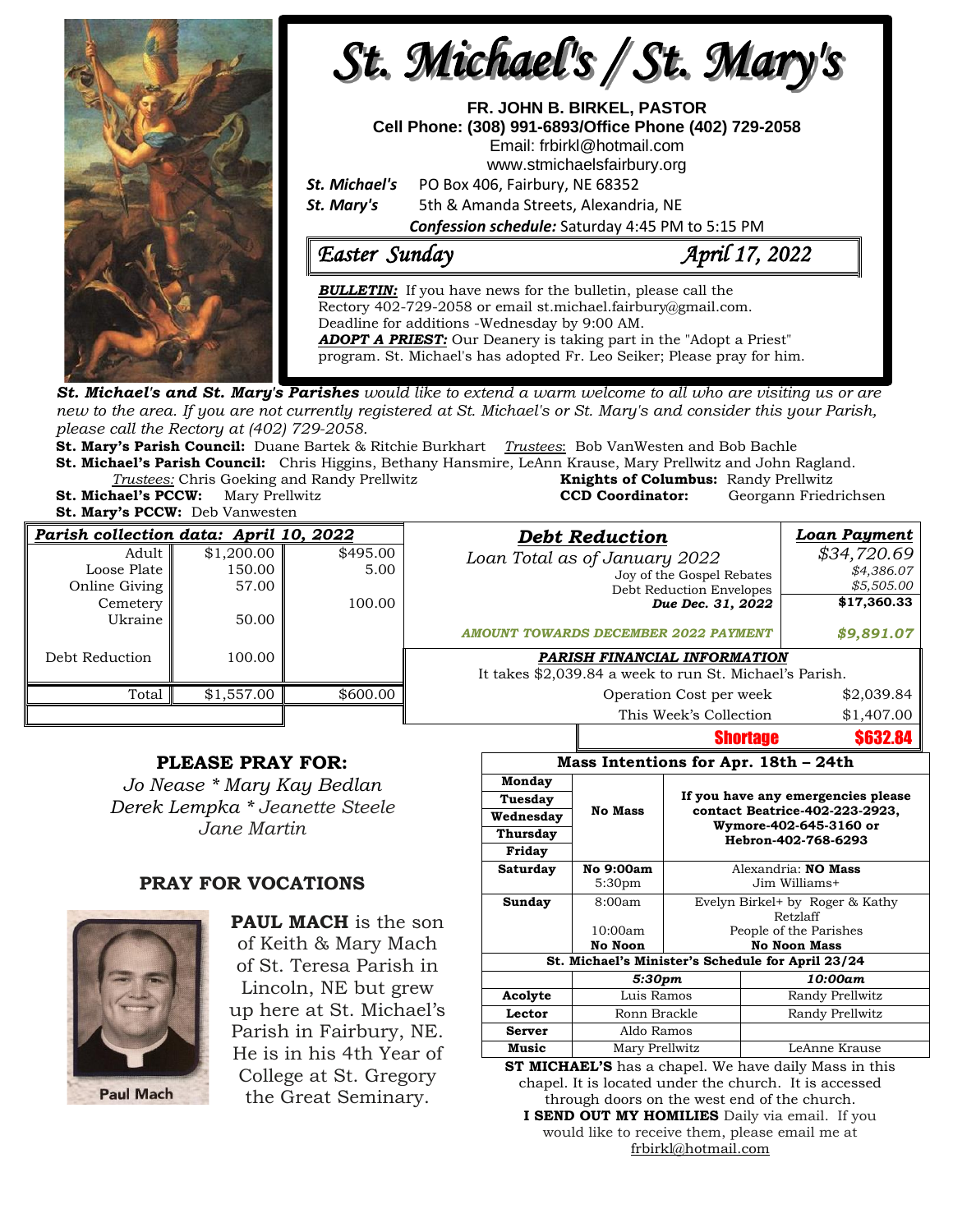# St. Michael's / St. Mary's

**FR. JOHN B. BIRKEL, PASTOR**
**Cell Phone: (308) 991-6893/Office Phone (402) 729-2058**
Email: frbirkl@hotmail.com
www.stmichaelsfairbury.org

***St. Michael's*** PO Box 406, Fairbury, NE 68352
***St. Mary's*** 5th & Amanda Streets, Alexandria, NE

***Confession schedule:*** Saturday 4:45 PM to 5:15 PM

## *Easter Sunday* *April 17, 2022*

***BULLETIN:*** If you have news for the bulletin, please call the Rectory 402-729-2058 or email st.michael.fairbury@gmail.com. Deadline for additions -Wednesday by 9:00 AM.
***ADOPT A PRIEST:*** Our Deanery is taking part in the "Adopt a Priest" program. St. Michael's has adopted Fr. Leo Seiker; Please pray for him.

***St. Michael's and St. Mary's Parishes** would like to extend a warm welcome to all who are visiting us or are new to the area. If you are not currently registered at St. Michael's or St. Mary's and consider this your Parish, please call the Rectory at (402) 729-2058.*

**St. Mary's Parish Council:** Duane Bartek & Ritchie Burkhart *Trustees*: Bob VanWesten and Bob Bachle
**St. Michael's Parish Council:** Chris Higgins, Bethany Hansmire, LeAnn Krause, Mary Prellwitz and John Ragland.
*Trustees:* Chris Goeking and Randy Prellwitz
**Knights of Columbus:** Randy Prellwitz
**St. Michael's PCCW:** Mary Prellwitz
**CCD Coordinator:** Georgann Friedrichsen
**St. Mary's PCCW:** Deb Vanwesten

| ***Parish collection data: April 10, 2022*** | | |
|---|---|---|
| Adult | $1,200.00 | $495.00 |
| Loose Plate | 150.00 | 5.00 |
| Online Giving | 57.00 | |
| Cemetery | | 100.00 |
| Ukraine | 50.00 | |
| Debt Reduction | 100.00 | |
| Total | $1,557.00 | $600.00 |

| ***Debt Reduction*** | ***Loan Payment*** |
|---|---|
| *Loan Total as of January 2022* | *$34,720.69* |
| Joy of the Gospel Rebates | *$4,386.07* |
| Debt Reduction Envelopes | *$5,505.00* |
| ***Due Dec. 31, 2022*** | **$17,360.33** |
| ***AMOUNT TOWARDS DECEMBER 2022 PAYMENT*** | ***$9,891.07*** |

***PARISH FINANCIAL INFORMATION***
It takes $2,039.84 a week to run St. Michael's Parish.

| | |
|---|---|
| Operation Cost per week | $2,039.84 |
| This Week's Collection | $1,407.00 |
| **Shortage** | **$632.84** |

## PLEASE PRAY FOR:

*Jo Nease * Mary Kay Bedlan*
*Derek Lempka * Jeanette Steele*
*Jane Martin*

## PRAY FOR VOCATIONS

Paul Mach

**PAUL MACH** is the son of Keith & Mary Mach of St. Teresa Parish in Lincoln, NE but grew up here at St. Michael's Parish in Fairbury, NE. He is in his 4th Year of College at St. Gregory the Great Seminary.

| **Mass Intentions for Apr. 18th – 24th** | | |
|---|---|---|
| **Monday** | **No Mass** | **If you have any emergencies please contact Beatrice-402-223-2923, Wymore-402-645-3160 or Hebron-402-768-6293** |
| **Tuesday** | | |
| **Wednesday** | | |
| **Thursday** | | |
| **Friday** | | |
| **Saturday** | **No 9:00am** 5:30pm | Alexandria: **NO Mass** Jim Williams+ |
| **Sunday** | 8:00am 10:00am **No Noon** | Evelyn Birkel+ by Roger & Kathy Retzlaff People of the Parishes **No Noon Mass** |

| **St. Michael's Minister's Schedule for April 23/24** | | |
|---|---|---|
| | ***5:30pm*** | ***10:00am*** |
| **Acolyte** | Luis Ramos | Randy Prellwitz |
| **Lector** | Ronn Brackle | Randy Prellwitz |
| **Server** | Aldo Ramos | |
| **Music** | Mary Prellwitz | LeAnne Krause |

**ST MICHAEL'S** has a chapel. We have daily Mass in this chapel. It is located under the church. It is accessed through doors on the west end of the church.
**I SEND OUT MY HOMILIES** Daily via email. If you would like to receive them, please email me at frbirkl@hotmail.com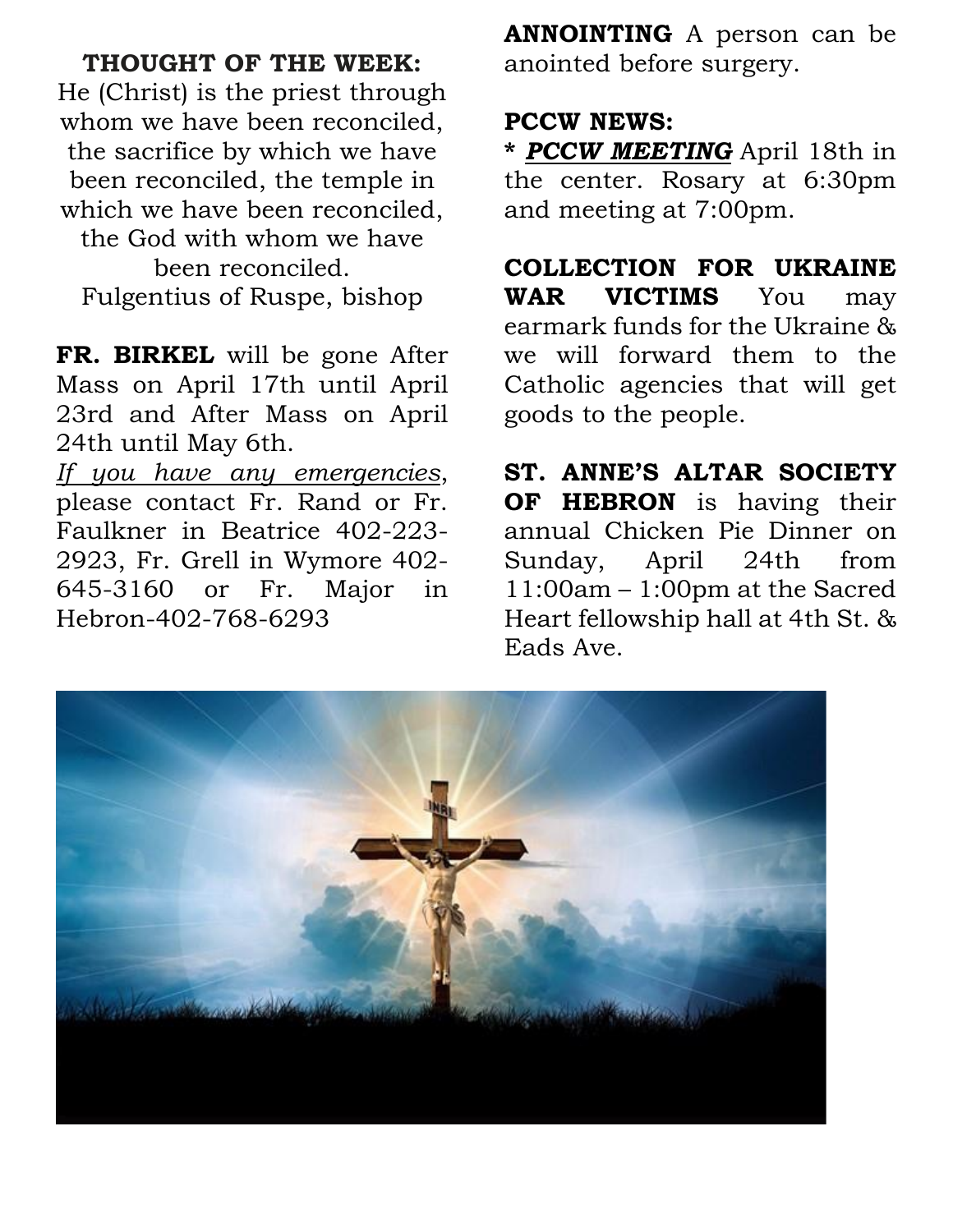**THOUGHT OF THE WEEK:**

He (Christ) is the priest through whom we have been reconciled, the sacrifice by which we have been reconciled, the temple in which we have been reconciled, the God with whom we have been reconciled.
Fulgentius of Ruspe, bishop

**FR. BIRKEL** will be gone After Mass on April 17th until April 23rd and After Mass on April 24th until May 6th.
*If you have any emergencies*, please contact Fr. Rand or Fr. Faulkner in Beatrice 402-223-2923, Fr. Grell in Wymore 402-645-3160 or Fr. Major in Hebron-402-768-6293

**ANNOINTING** A person can be anointed before surgery.

**PCCW NEWS:**
**\* *PCCW MEETING*** April 18th in the center. Rosary at 6:30pm and meeting at 7:00pm.

**COLLECTION FOR UKRAINE WAR VICTIMS** You may earmark funds for the Ukraine & we will forward them to the Catholic agencies that will get goods to the people.

**ST. ANNE'S ALTAR SOCIETY OF HEBRON** is having their annual Chicken Pie Dinner on Sunday, April 24th from 11:00am – 1:00pm at the Sacred Heart fellowship hall at 4th St. & Eads Ave.